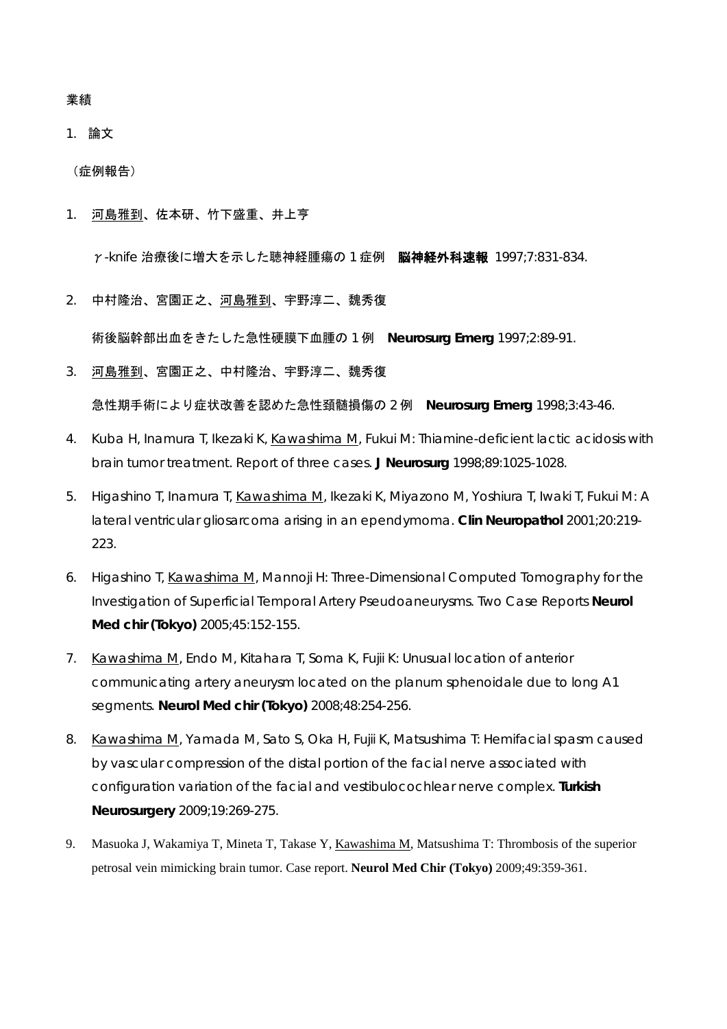業績

1. 論文

（症例報告）

1. <u>河島雅到</u>、佐本研、竹下盛重、井上亨

   γ-knife 治療後に増大を示した聴神経腫瘍の１症例　**脳神経外科速報** 1997;7:831-834.

2. 中村隆治、宮園正之、<u>河島雅到</u>、宇野淳二、魏秀復

   術後脳幹部出血をきたした急性硬膜下血腫の１例　**Neurosurg Emerg** 1997;2:89-91.

3. <u>河島雅到</u>、宮園正之、中村隆治、宇野淳二、魏秀復

   急性期手術により症状改善を認めた急性頚髄損傷の２例　**Neurosurg Emerg** 1998;3:43-46.

4. Kuba H, Inamura T, Ikezaki K, <u>Kawashima M</u>, Fukui M: Thiamine-deficient lactic acidosis with brain tumor treatment. Report of three cases. **J Neurosurg** 1998;89:1025-1028.

5. Higashino T, Inamura T, <u>Kawashima M</u>, Ikezaki K, Miyazono M, Yoshiura T, Iwaki T, Fukui M: A lateral ventricular gliosarcoma arising in an ependymoma. **Clin Neuropathol** 2001;20:219-223.

6. Higashino T, <u>Kawashima M</u>, Mannoji H: Three-Dimensional Computed Tomography for the Investigation of Superficial Temporal Artery Pseudoaneurysms. Two Case Reports **Neurol Med chir (Tokyo)** 2005;45:152-155.

7. <u>Kawashima M</u>, Endo M, Kitahara T, Soma K, Fujii K: Unusual location of anterior communicating artery aneurysm located on the planum sphenoidale due to long A1 segments. **Neurol Med chir (Tokyo)** 2008;48:254-256.

8. <u>Kawashima M</u>, Yamada M, Sato S, Oka H, Fujii K, Matsushima T: Hemifacial spasm caused by vascular compression of the distal portion of the facial nerve associated with configuration variation of the facial and vestibulocochlear nerve complex. **Turkish Neurosurgery** 2009;19:269-275.

9. Masuoka J, Wakamiya T, Mineta T, Takase Y, <u>Kawashima M</u>, Matsushima T: Thrombosis of the superior petrosal vein mimicking brain tumor. Case report. **Neurol Med Chir (Tokyo)** 2009;49:359-361.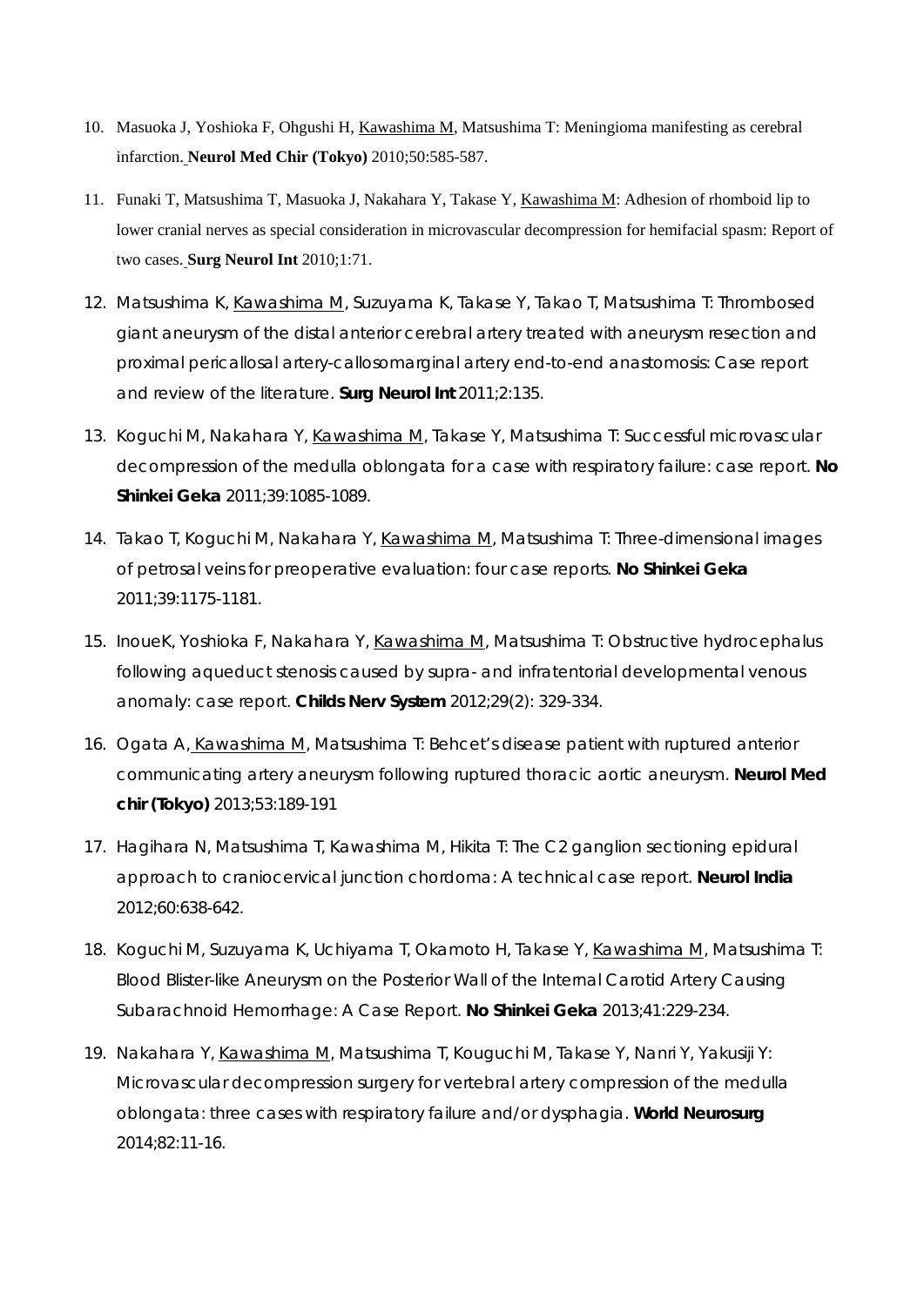10. Masuoka J, Yoshioka F, Ohgushi H, Kawashima M, Matsushima T: Meningioma manifesting as cerebral infarction. **Neurol Med Chir (Tokyo)** 2010;50:585-587.

11. Funaki T, Matsushima T, Masuoka J, Nakahara Y, Takase Y, Kawashima M: Adhesion of rhomboid lip to lower cranial nerves as special consideration in microvascular decompression for hemifacial spasm: Report of two cases. **Surg Neurol Int** 2010;1:71.

12. Matsushima K, Kawashima M, Suzuyama K, Takase Y, Takao T, Matsushima T: Thrombosed giant aneurysm of the distal anterior cerebral artery treated with aneurysm resection and proximal pericallosal artery-callosomarginal artery end-to-end anastomosis: Case report and review of the literature. **Surg Neurol Int** 2011;2:135.

13. Koguchi M, Nakahara Y, Kawashima M, Takase Y, Matsushima T: Successful microvascular decompression of the medulla oblongata for a case with respiratory failure: case report. **No Shinkei Geka** 2011;39:1085-1089.

14. Takao T, Koguchi M, Nakahara Y, Kawashima M, Matsushima T: Three-dimensional images of petrosal veins for preoperative evaluation: four case reports. **No Shinkei Geka** 2011;39:1175-1181.

15. InoueK, Yoshioka F, Nakahara Y, Kawashima M, Matsushima T: Obstructive hydrocephalus following aqueduct stenosis caused by supra- and infratentorial developmental venous anomaly: case report. **Childs Nerv System** 2012;29(2): 329-334.

16. Ogata A, Kawashima M, Matsushima T: Behcet's disease patient with ruptured anterior communicating artery aneurysm following ruptured thoracic aortic aneurysm. **Neurol Med chir (Tokyo)** 2013;53:189-191

17. Hagihara N, Matsushima T, Kawashima M, Hikita T: The C2 ganglion sectioning epidural approach to craniocervical junction chordoma: A technical case report. **Neurol India** 2012;60:638-642.

18. Koguchi M, Suzuyama K, Uchiyama T, Okamoto H, Takase Y, Kawashima M, Matsushima T: Blood Blister-like Aneurysm on the Posterior Wall of the Internal Carotid Artery Causing Subarachnoid Hemorrhage: A Case Report. **No Shinkei Geka** 2013;41:229-234.

19. Nakahara Y, Kawashima M, Matsushima T, Kouguchi M, Takase Y, Nanri Y, Yakusiji Y: Microvascular decompression surgery for vertebral artery compression of the medulla oblongata: three cases with respiratory failure and/or dysphagia. **World Neurosurg** 2014;82:11-16.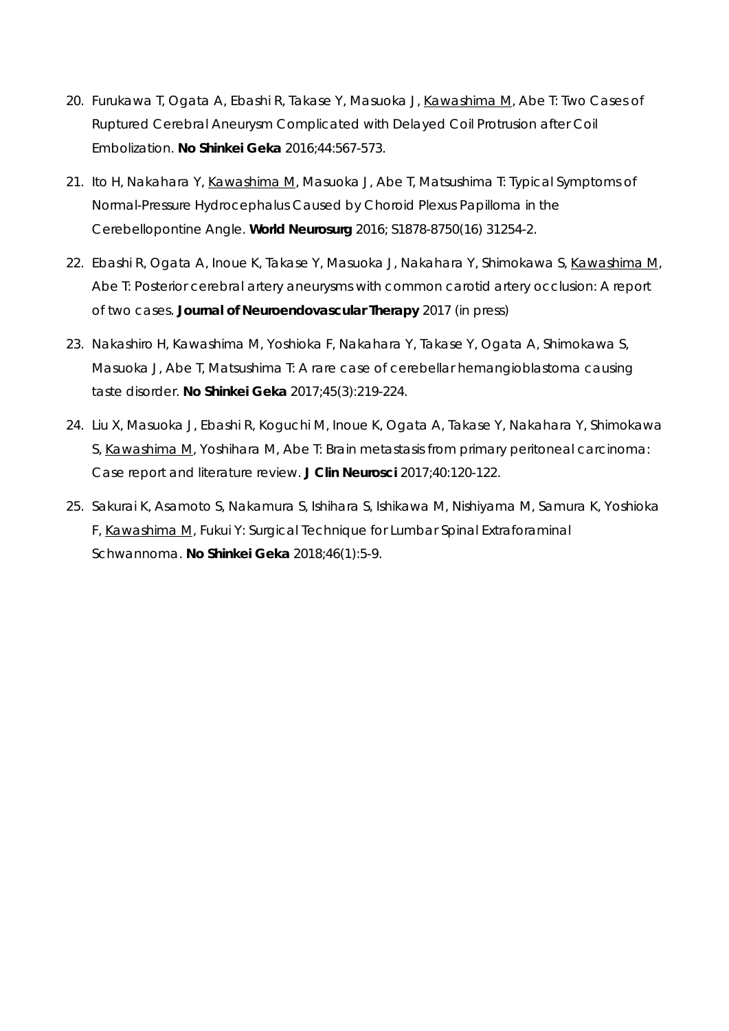20. Furukawa T, Ogata A, Ebashi R, Takase Y, Masuoka J, <u>Kawashima M</u>, Abe T: Two Cases of Ruptured Cerebral Aneurysm Complicated with Delayed Coil Protrusion after Coil Embolization. **No Shinkei Geka** 2016;44:567-573.

21. Ito H, Nakahara Y, <u>Kawashima M</u>, Masuoka J, Abe T, Matsushima T: Typical Symptoms of Normal-Pressure Hydrocephalus Caused by Choroid Plexus Papilloma in the Cerebellopontine Angle. **World Neurosurg** 2016; S1878-8750(16) 31254-2.

22. Ebashi R, Ogata A, Inoue K, Takase Y, Masuoka J, Nakahara Y, Shimokawa S, <u>Kawashima M</u>, Abe T: Posterior cerebral artery aneurysms with common carotid artery occlusion: A report of two cases. **Journal of Neuroendovascular Therapy** 2017 (in press)

23. Nakashiro H, Kawashima M, Yoshioka F, Nakahara Y, Takase Y, Ogata A, Shimokawa S, Masuoka J, Abe T, Matsushima T: A rare case of cerebellar hemangioblastoma causing taste disorder. **No Shinkei Geka** 2017;45(3):219-224.

24. Liu X, Masuoka J, Ebashi R, Koguchi M, Inoue K, Ogata A, Takase Y, Nakahara Y, Shimokawa S, <u>Kawashima M</u>, Yoshihara M, Abe T: Brain metastasis from primary peritoneal carcinoma: Case report and literature review. **J Clin Neurosci** 2017;40:120-122.

25. Sakurai K, Asamoto S, Nakamura S, Ishihara S, Ishikawa M, Nishiyama M, Samura K, Yoshioka F, <u>Kawashima M</u>, Fukui Y: Surgical Technique for Lumbar Spinal Extraforaminal Schwannoma. **No Shinkei Geka** 2018;46(1):5-9.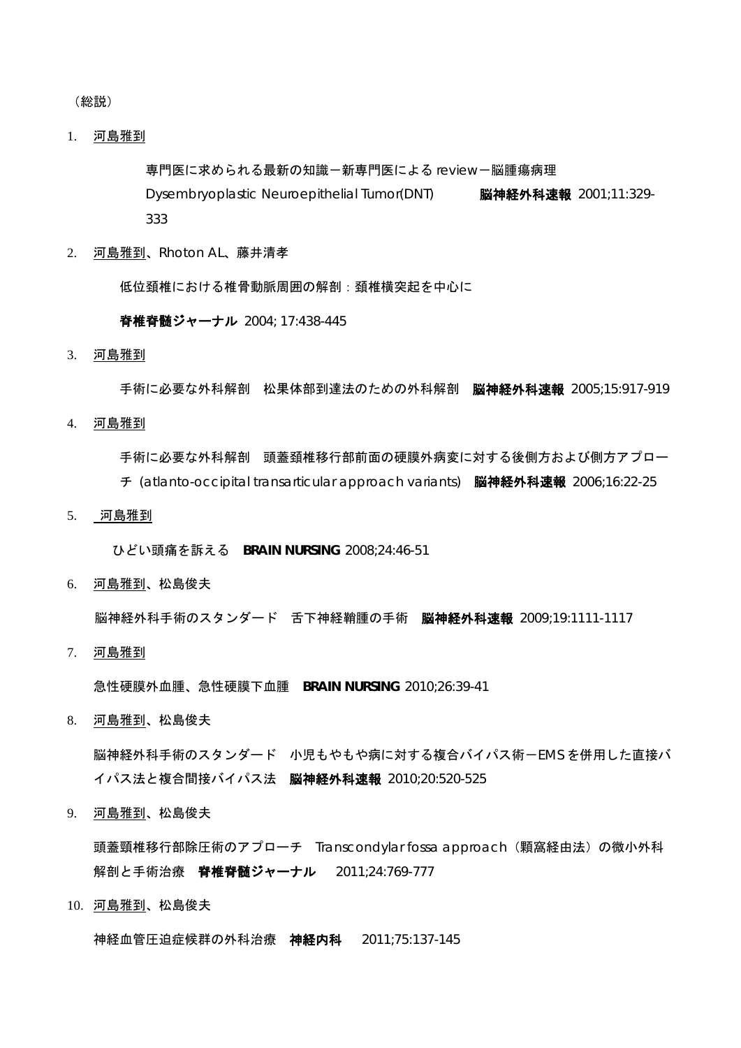（総説）

1. <u>河島雅到</u>

   専門医に求められる最新の知識－新専門医による review－脳腫瘍病理 Dysembryoplastic Neuroepithelial Tumor(DNT) **脳神経外科速報** 2001;11:329-333

2. <u>河島雅到</u>、Rhoton AL、藤井清孝

   低位頚椎における椎骨動脈周囲の解剖：頚椎横突起を中心に

   **脊椎脊髄ジャーナル** 2004; 17:438-445

3. <u>河島雅到</u>

   手術に必要な外科解剖　松果体部到達法のための外科解剖　**脳神経外科速報** 2005;15:917-919

4. <u>河島雅到</u>

   手術に必要な外科解剖　頭蓋頚椎移行部前面の硬膜外病変に対する後側方および側方アプローチ (atlanto-occipital transarticular approach variants)　**脳神経外科速報** 2006;16:22-25

5. <u>河島雅到</u>

   ひどい頭痛を訴える　**BRAIN NURSING** 2008;24:46-51

6. <u>河島雅到</u>、松島俊夫

   脳神経外科手術のスタンダード　舌下神経鞘腫の手術　**脳神経外科速報** 2009;19:1111-1117

7. <u>河島雅到</u>

   急性硬膜外血腫、急性硬膜下血腫　**BRAIN NURSING** 2010;26:39-41

8. <u>河島雅到</u>、松島俊夫

   脳神経外科手術のスタンダード　小児もやもや病に対する複合バイパス術－EMS を併用した直接バイパス法と複合間接バイパス法　**脳神経外科速報** 2010;20:520-525

9. <u>河島雅到</u>、松島俊夫

   頭蓋頸椎移行部除圧術のアプローチ　Transcondylar fossa approach（顆窩経由法）の微小外科解剖と手術治療　**脊椎脊髄ジャーナル**　2011;24:769-777

10. <u>河島雅到</u>、松島俊夫

    神経血管圧迫症候群の外科治療　**神経内科**　2011;75:137-145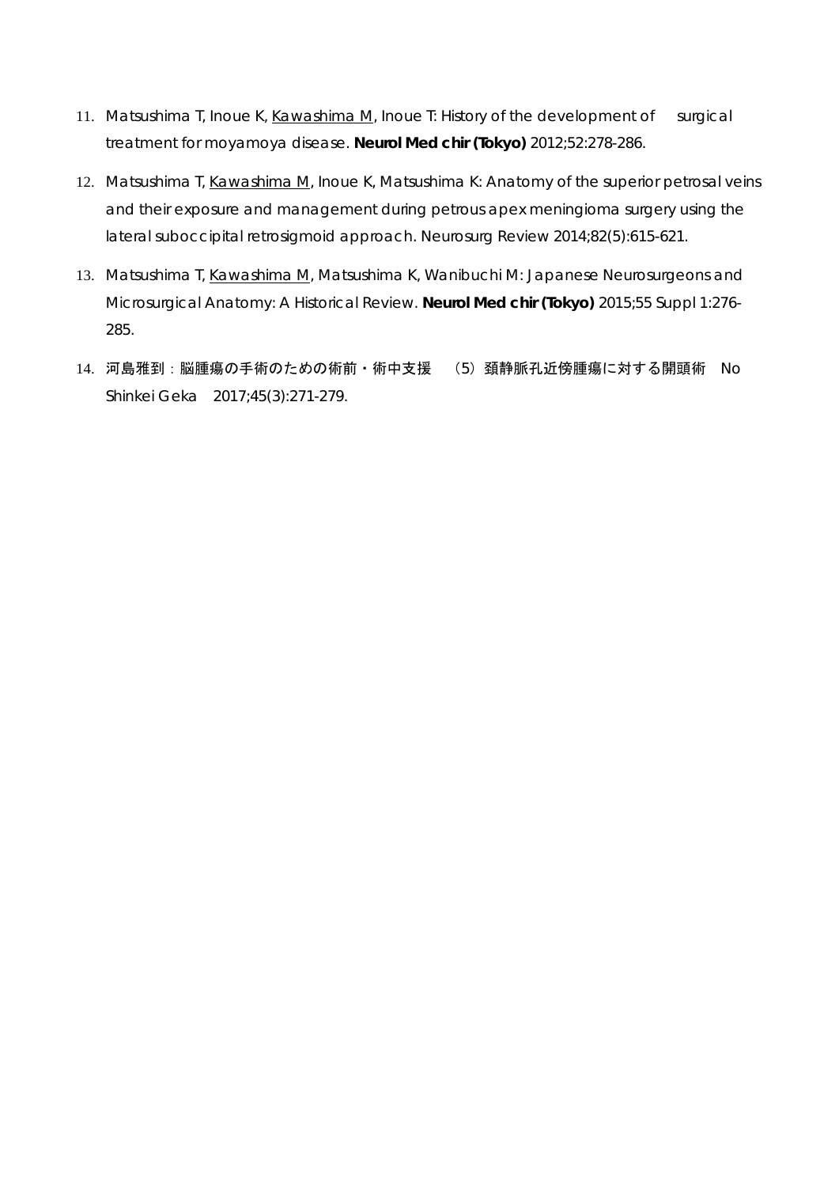11. Matsushima T, Inoue K, <u>Kawashima M</u>, Inoue T: History of the development of surgical treatment for moyamoya disease. **Neurol Med chir (Tokyo)** 2012;52:278-286.
12. Matsushima T, <u>Kawashima M</u>, Inoue K, Matsushima K: Anatomy of the superior petrosal veins and their exposure and management during petrous apex meningioma surgery using the lateral suboccipital retrosigmoid approach. Neurosurg Review 2014;82(5):615-621.
13. Matsushima T, <u>Kawashima M</u>, Matsushima K, Wanibuchi M: Japanese Neurosurgeons and Microsurgical Anatomy: A Historical Review. **Neurol Med chir (Tokyo)** 2015;55 Suppl 1:276-285.
14. 河島雅到：脳腫瘍の手術のための術前・術中支援　（5）頚静脈孔近傍腫瘍に対する開頭術　No Shinkei Geka　2017;45(3):271-279.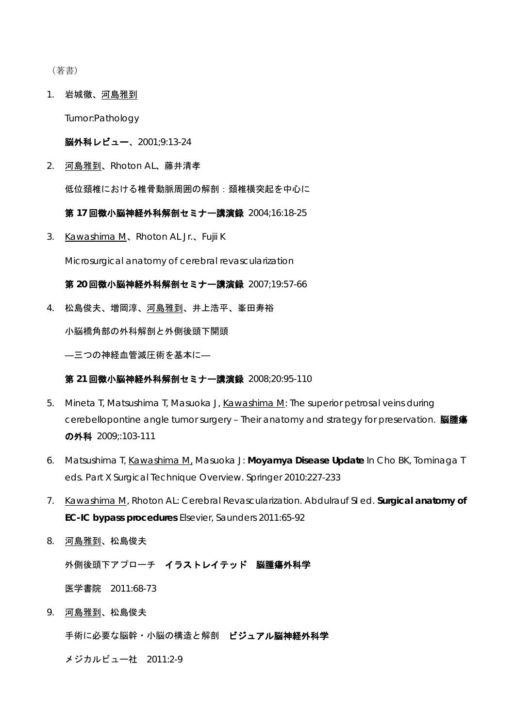（著書）

1. 岩城徹、<u>河島雅到</u>

   Tumor:Pathology

   **脳外科レビュー**、2001;9:13-24

2. <u>河島雅到</u>、Rhoton AL、藤井清孝

   低位頚椎における椎骨動脈周囲の解剖：頚椎横突起を中心に

   **第 17 回微小脳神経外科解剖セミナー講演録** 2004;16:18-25

3. <u>Kawashima M</u>、Rhoton AL Jr.、Fujii K

   Microsurgical anatomy of cerebral revascularization

   **第 20 回微小脳神経外科解剖セミナー講演録** 2007;19:57-66

4. 松島俊夫、増岡淳、<u>河島雅到</u>、井上浩平、峯田寿裕

   小脳橋角部の外科解剖と外側後頭下開頭

   ―三つの神経血管減圧術を基本に―

   **第 21 回微小脳神経外科解剖セミナー講演録** 2008;20:95-110

5. Mineta T, Matsushima T, Masuoka J, <u>Kawashima M</u>: The superior petrosal veins during cerebellopontine angle tumor surgery – Their anatomy and strategy for preservation. **脳腫瘍の外科** 2009;:103-111

6. Matsushima T, <u>Kawashima M,</u> Masuoka J: **Moyamya Disease Update** In Cho BK, Tominaga T eds. Part X Surgical Technique Overview. Springer 2010:227-233

7. <u>Kawashima M</u>, Rhoton AL: Cerebral Revascularization. Abdulrauf SI ed. **Surgical anatomy of EC-IC bypass procedures** Elsevier, Saunders 2011:65-92

8. <u>河島雅到</u>、松島俊夫

   外側後頭下アプローチ　**イラストレイテッド　脳腫瘍外科学**

   医学書院　2011:68-73

9. <u>河島雅到</u>、松島俊夫

   手術に必要な脳幹・小脳の構造と解剖　**ビジュアル脳神経外科学**

   メジカルビュー社　2011:2-9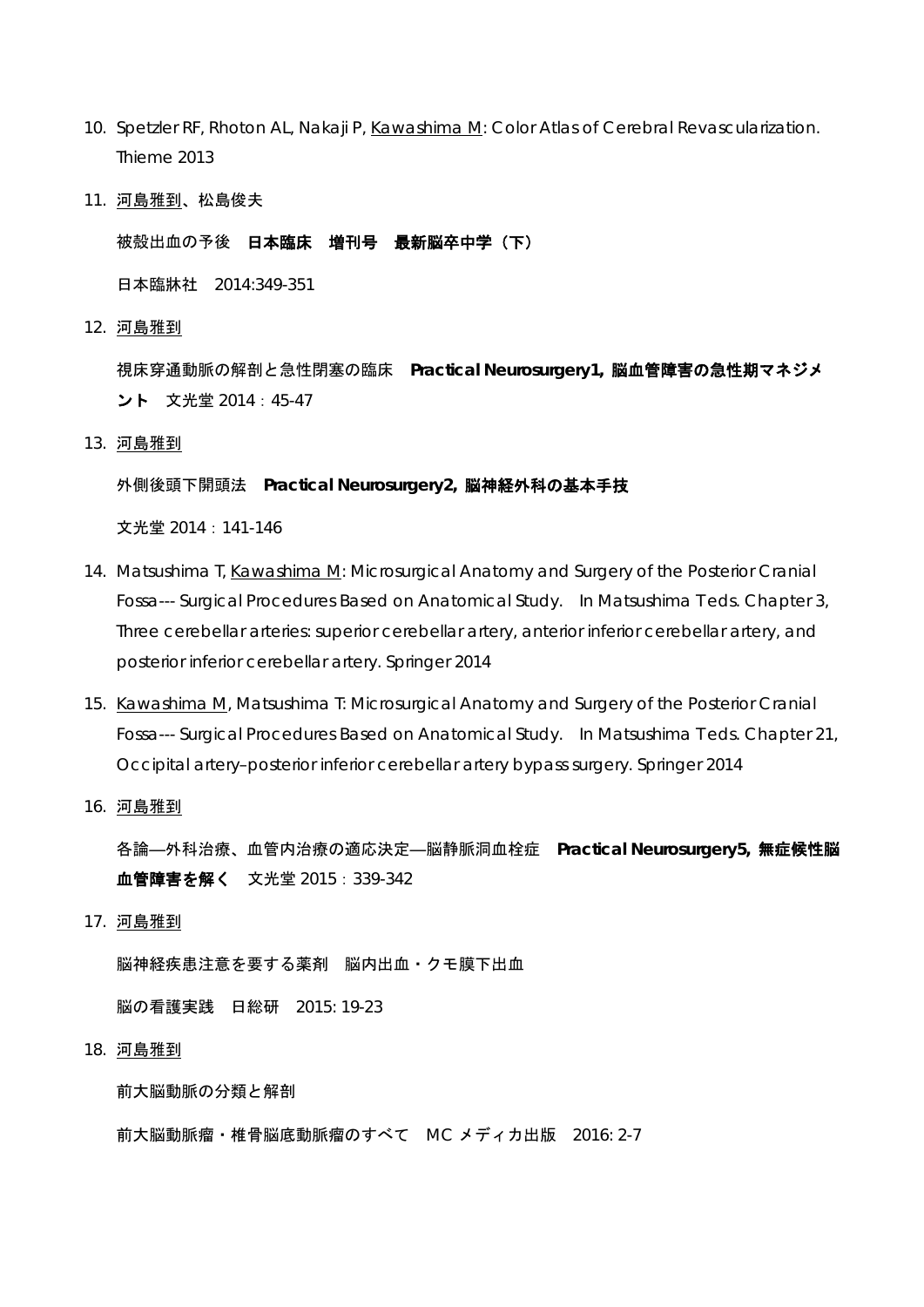10. Spetzler RF, Rhoton AL, Nakaji P, <u>Kawashima M</u>: Color Atlas of Cerebral Revascularization. Thieme 2013

11. <u>河島雅到</u>、松島俊夫

    被殻出血の予後　**日本臨床　増刊号　最新脳卒中学（下）**

    日本臨牀社　2014:349-351

12. <u>河島雅到</u>

    視床穿通動脈の解剖と急性閉塞の臨床　**Practical Neurosurgery1, 脳血管障害の急性期マネジメント**　文光堂 2014：45-47

13. <u>河島雅到</u>

    外側後頭下開頭法　**Practical Neurosurgery2, 脳神経外科の基本手技**

    文光堂 2014：141-146

14. Matsushima T, <u>Kawashima M</u>: Microsurgical Anatomy and Surgery of the Posterior Cranial Fossa--- Surgical Procedures Based on Anatomical Study.　In Matsushima Teds. Chapter 3, Three cerebellar arteries: superior cerebellar artery, anterior inferior cerebellar artery, and posterior inferior cerebellar artery. Springer 2014

15. <u>Kawashima M</u>, Matsushima T: Microsurgical Anatomy and Surgery of the Posterior Cranial Fossa--- Surgical Procedures Based on Anatomical Study.　In Matsushima Teds. Chapter 21, Occipital artery–posterior inferior cerebellar artery bypass surgery. Springer 2014

16. <u>河島雅到</u>

    各論—外科治療、血管内治療の適応決定—脳静脈洞血栓症　**Practical Neurosurgery5, 無症候性脳血管障害を解く**　文光堂 2015：339-342

17. <u>河島雅到</u>

    脳神経疾患注意を要する薬剤　脳内出血・クモ膜下出血

    脳の看護実践　日総研　2015: 19-23

18. <u>河島雅到</u>

    前大脳動脈の分類と解剖

    前大脳動脈瘤・椎骨脳底動脈瘤のすべて　MC メディカ出版　2016: 2-7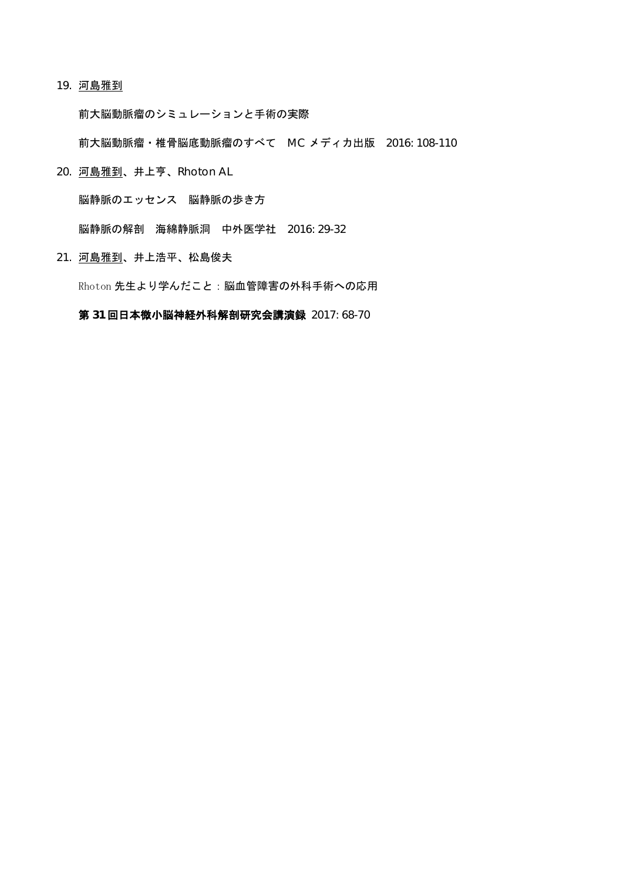19. <u>河島雅到</u>

    前大脳動脈瘤のシミュレーションと手術の実際

    前大脳動脈瘤・椎骨脳底動脈瘤のすべて　MC メディカ出版　2016: 108-110

20. <u>河島雅到</u>、井上亨、Rhoton AL

    脳静脈のエッセンス　脳静脈の歩き方

    脳静脈の解剖　海綿静脈洞　中外医学社　2016: 29-32

21. <u>河島雅到</u>、井上浩平、松島俊夫

    Rhoton 先生より学んだこと：脳血管障害の外科手術への応用

    **第 31 回日本微小脳神経外科解剖研究会講演録** 2017: 68-70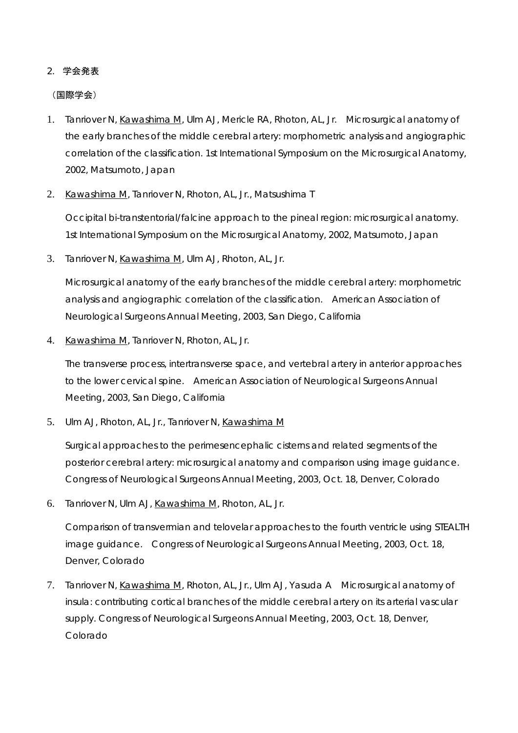2. 学会発表

（国際学会）

1. Tanriover N, <u>Kawashima M</u>, Ulm AJ, Mericle RA, Rhoton, AL, Jr.　Microsurgical anatomy of the early branches of the middle cerebral artery: morphometric analysis and angiographic correlation of the classification. 1st International Symposium on the Microsurgical Anatomy, 2002, Matsumoto, Japan

2. <u>Kawashima M</u>, Tanriover N, Rhoton, AL, Jr., Matsushima T

   Occipital bi-transtentorial/falcine approach to the pineal region: microsurgical anatomy. 1st International Symposium on the Microsurgical Anatomy, 2002, Matsumoto, Japan

3. Tanriover N, <u>Kawashima M</u>, Ulm AJ, Rhoton, AL, Jr.

   Microsurgical anatomy of the early branches of the middle cerebral artery: morphometric analysis and angiographic correlation of the classification.　American Association of Neurological Surgeons Annual Meeting, 2003, San Diego, California

4. <u>Kawashima M</u>, Tanriover N, Rhoton, AL, Jr.

   The transverse process, intertransverse space, and vertebral artery in anterior approaches to the lower cervical spine.　American Association of Neurological Surgeons Annual Meeting, 2003, San Diego, California

5. Ulm AJ, Rhoton, AL, Jr., Tanriover N, <u>Kawashima M</u>

   Surgical approaches to the perimesencephalic cisterns and related segments of the posterior cerebral artery: microsurgical anatomy and comparison using image guidance. Congress of Neurological Surgeons Annual Meeting, 2003, Oct. 18, Denver, Colorado

6. Tanriover N, Ulm AJ, <u>Kawashima M</u>, Rhoton, AL, Jr.

   Comparison of transvermian and telovelar approaches to the fourth ventricle using STEALTH image guidance.　Congress of Neurological Surgeons Annual Meeting, 2003, Oct. 18, Denver, Colorado

7. Tanriover N, <u>Kawashima M</u>, Rhoton, AL, Jr., Ulm AJ, Yasuda A　Microsurgical anatomy of insula: contributing cortical branches of the middle cerebral artery on its arterial vascular supply. Congress of Neurological Surgeons Annual Meeting, 2003, Oct. 18, Denver, Colorado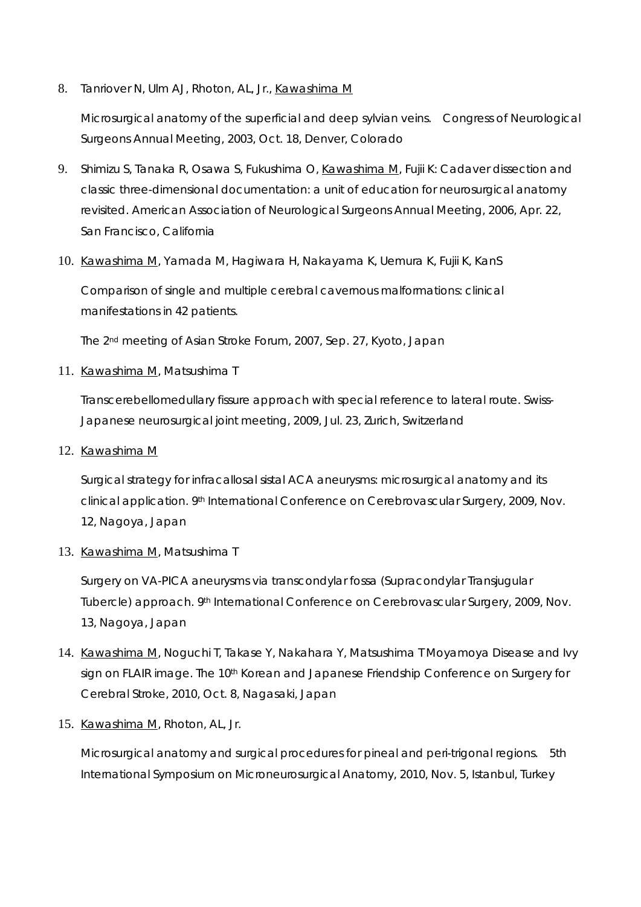8. Tanriover N, Ulm AJ, Rhoton, AL, Jr., Kawashima M

   Microsurgical anatomy of the superficial and deep sylvian veins.　Congress of Neurological Surgeons Annual Meeting, 2003, Oct. 18, Denver, Colorado

9. Shimizu S, Tanaka R, Osawa S, Fukushima O, Kawashima M, Fujii K: Cadaver dissection and classic three-dimensional documentation: a unit of education for neurosurgical anatomy revisited. American Association of Neurological Surgeons Annual Meeting, 2006, Apr. 22, San Francisco, California

10. Kawashima M, Yamada M, Hagiwara H, Nakayama K, Uemura K, Fujii K, KanS

    Comparison of single and multiple cerebral cavernous malformations: clinical manifestations in 42 patients.

    The 2nd meeting of Asian Stroke Forum, 2007, Sep. 27, Kyoto, Japan

11. Kawashima M, Matsushima T

    Transcerebellomedullary fissure approach with special reference to lateral route. Swiss-Japanese neurosurgical joint meeting, 2009, Jul. 23, Zurich, Switzerland

12. Kawashima M

    Surgical strategy for infracallosal sistal ACA aneurysms: microsurgical anatomy and its clinical application. 9th International Conference on Cerebrovascular Surgery, 2009, Nov. 12, Nagoya, Japan

13. Kawashima M, Matsushima T

    Surgery on VA-PICA aneurysms via transcondylar fossa (Supracondylar Transjugular Tubercle) approach. 9th International Conference on Cerebrovascular Surgery, 2009, Nov. 13, Nagoya, Japan

14. Kawashima M, Noguchi T, Takase Y, Nakahara Y, Matsushima T Moyamoya Disease and Ivy sign on FLAIR image. The 10th Korean and Japanese Friendship Conference on Surgery for Cerebral Stroke, 2010, Oct. 8, Nagasaki, Japan

15. Kawashima M, Rhoton, AL, Jr.

    Microsurgical anatomy and surgical procedures for pineal and peri-trigonal regions.　5th International Symposium on Microneurosurgical Anatomy, 2010, Nov. 5, Istanbul, Turkey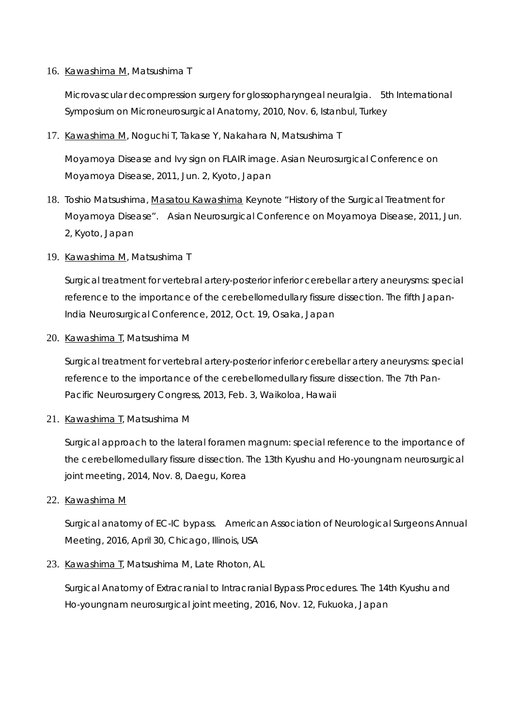16. <u>Kawashima M</u>, Matsushima T

    Microvascular decompression surgery for glossopharyngeal neuralgia.　5th International Symposium on Microneurosurgical Anatomy, 2010, Nov. 6, Istanbul, Turkey

17. <u>Kawashima M</u>, Noguchi T, Takase Y, Nakahara N, Matsushima T

    Moyamoya Disease and Ivy sign on FLAIR image. Asian Neurosurgical Conference on Moyamoya Disease, 2011, Jun. 2, Kyoto, Japan

18. Toshio Matsushima, <u>Masatou Kawashima</u> Keynote "History of the Surgical Treatment for Moyamoya Disease".　Asian Neurosurgical Conference on Moyamoya Disease, 2011, Jun. 2, Kyoto, Japan

19. <u>Kawashima M</u>, Matsushima T

    Surgical treatment for vertebral artery-posterior inferior cerebellar artery aneurysms: special reference to the importance of the cerebellomedullary fissure dissection. The fifth Japan-India Neurosurgical Conference, 2012, Oct. 19, Osaka, Japan

20. <u>Kawashima T</u>, Matsushima M

    Surgical treatment for vertebral artery-posterior inferior cerebellar artery aneurysms: special reference to the importance of the cerebellomedullary fissure dissection. The 7th Pan-Pacific Neurosurgery Congress, 2013, Feb. 3, Waikoloa, Hawaii

21. <u>Kawashima T</u>, Matsushima M

    Surgical approach to the lateral foramen magnum: special reference to the importance of the cerebellomedullary fissure dissection. The 13th Kyushu and Ho-youngnam neurosurgical joint meeting, 2014, Nov. 8, Daegu, Korea

22. <u>Kawashima M</u>

    Surgical anatomy of EC-IC bypass.　American Association of Neurological Surgeons Annual Meeting, 2016, April 30, Chicago, Illinois, USA

23. <u>Kawashima T</u>, Matsushima M, Late Rhoton, AL

    Surgical Anatomy of Extracranial to Intracranial Bypass Procedures. The 14th Kyushu and Ho-youngnam neurosurgical joint meeting, 2016, Nov. 12, Fukuoka, Japan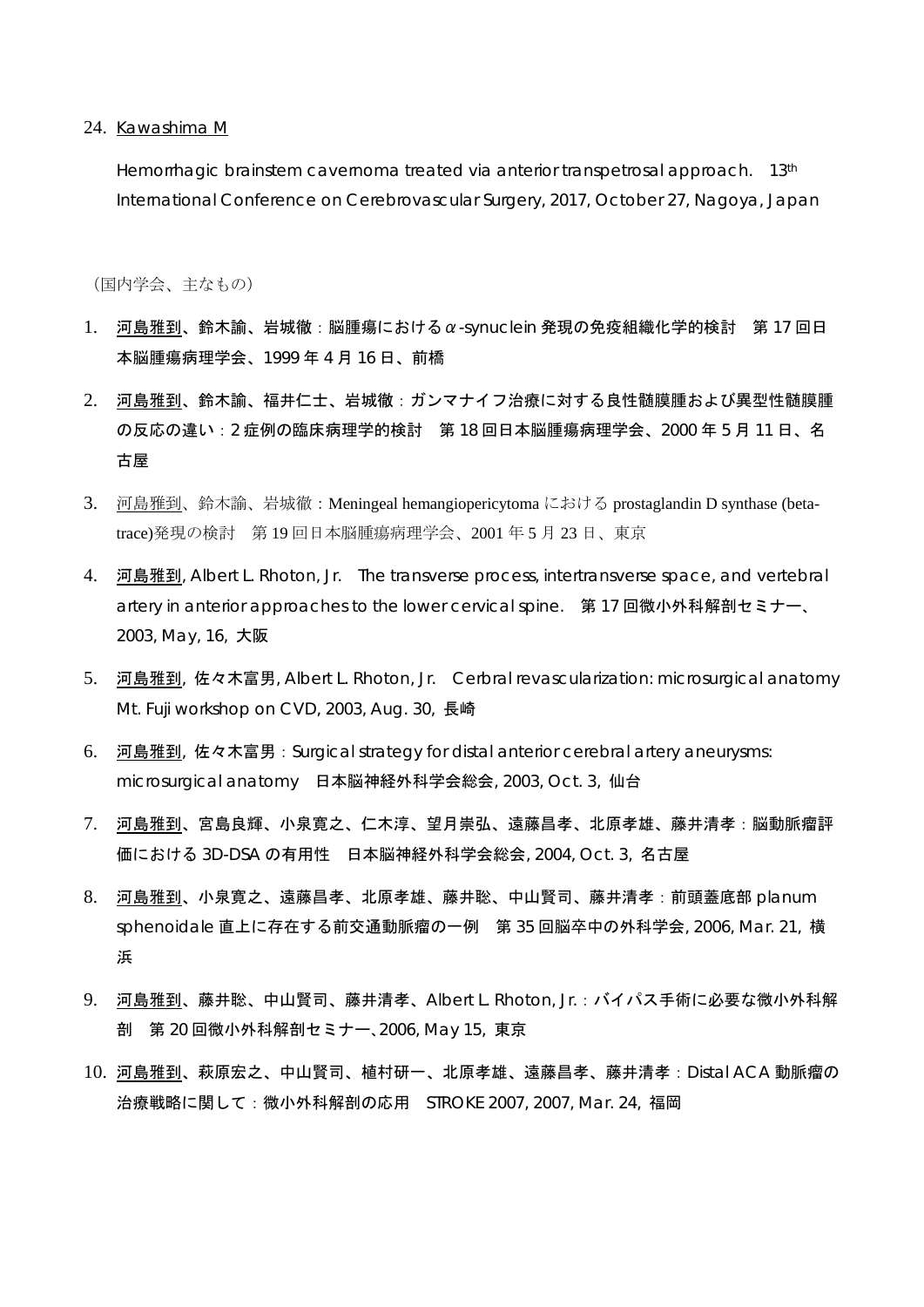24. <u>Kawashima M</u>

    Hemorrhagic brainstem cavernoma treated via anterior transpetrosal approach.　13th International Conference on Cerebrovascular Surgery, 2017, October 27, Nagoya, Japan

（国内学会、主なもの）

1. <u>河島雅到</u>、鈴木諭、岩城徹：脳腫瘍におけるα-synuclein 発現の免疫組織化学的検討　第 17 回日本脳腫瘍病理学会、1999 年 4 月 16 日、前橋
2. <u>河島雅到</u>、鈴木諭、福井仁士、岩城徹：ガンマナイフ治療に対する良性髄膜腫および異型性髄膜腫の反応の違い：2 症例の臨床病理学的検討　第 18 回日本脳腫瘍病理学会、2000 年 5 月 11 日、名古屋
3. <u>河島雅到</u>、鈴木諭、岩城徹：Meningeal hemangiopericytoma における prostaglandin D synthase (beta-trace)発現の検討　第 19 回日本脳腫瘍病理学会、2001 年 5 月 23 日、東京
4. <u>河島雅到</u>, Albert L. Rhoton, Jr.　The transverse process, intertransverse space, and vertebral artery in anterior approaches to the lower cervical spine.　第 17 回微小外科解剖セミナー、2003, May, 16, 大阪
5. <u>河島雅到</u>, 佐々木富男, Albert L. Rhoton, Jr.　Cerbral revascularization: microsurgical anatomy Mt. Fuji workshop on CVD, 2003, Aug. 30, 長崎
6. <u>河島雅到</u>, 佐々木富男：Surgical strategy for distal anterior cerebral artery aneurysms: microsurgical anatomy　日本脳神経外科学会総会, 2003, Oct. 3, 仙台
7. <u>河島雅到</u>、宮島良輝、小泉寛之、仁木淳、望月崇弘、遠藤昌孝、北原孝雄、藤井清孝：脳動脈瘤評価における 3D-DSA の有用性　日本脳神経外科学会総会, 2004, Oct. 3, 名古屋
8. <u>河島雅到</u>、小泉寛之、遠藤昌孝、北原孝雄、藤井聡、中山賢司、藤井清孝：前頭蓋底部 planum sphenoidale 直上に存在する前交通動脈瘤の一例　第 35 回脳卒中の外科学会, 2006, Mar. 21, 横浜
9. <u>河島雅到</u>、藤井聡、中山賢司、藤井清孝、Albert L. Rhoton, Jr.：バイパス手術に必要な微小外科解剖　第 20 回微小外科解剖セミナー、2006, May 15, 東京
10. <u>河島雅到</u>、萩原宏之、中山賢司、植村研一、北原孝雄、遠藤昌孝、藤井清孝：Distal ACA 動脈瘤の治療戦略に関して：微小外科解剖の応用　STROKE 2007, 2007, Mar. 24, 福岡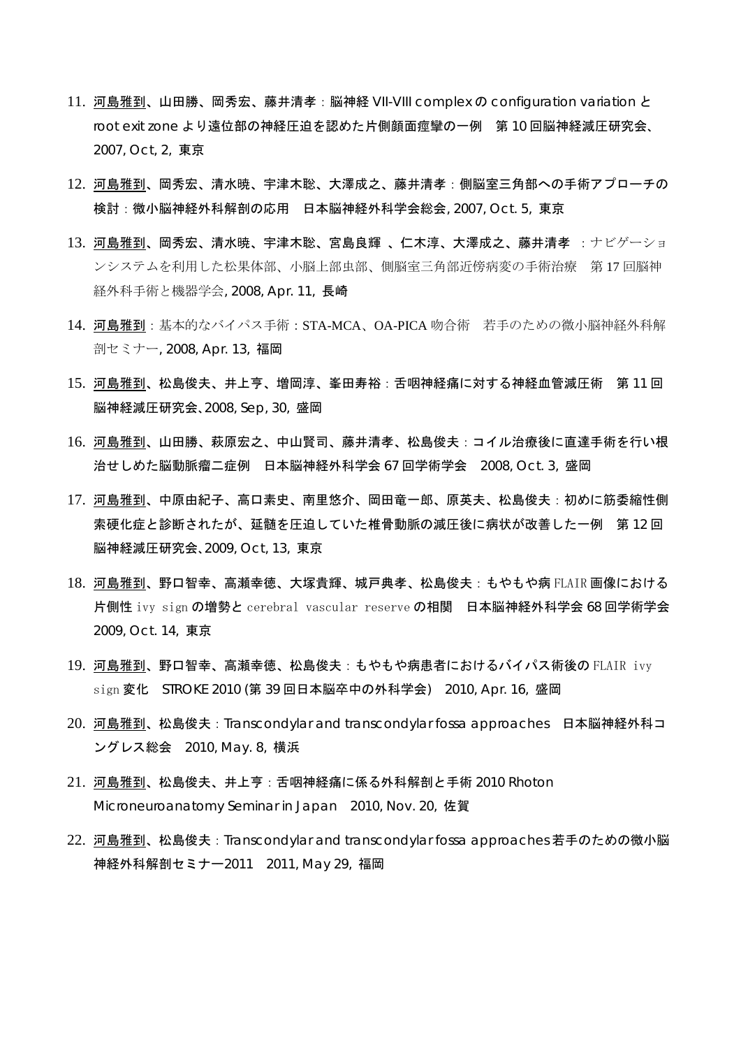11. 河島雅到、山田勝、岡秀宏、藤井清孝：脳神経 VII-VIII complex の configuration variation と root exit zone より遠位部の神経圧迫を認めた片側顔面痙攣の一例　第 10 回脳神経減圧研究会、2007, Oct, 2, 東京

12. 河島雅到、岡秀宏、清水暁、宇津木聡、大澤成之、藤井清孝：側脳室三角部への手術アプローチの検討：微小脳神経外科解剖の応用　日本脳神経外科学会総会, 2007, Oct. 5, 東京

13. 河島雅到、岡秀宏、清水暁、宇津木聡、宮島良輝 、仁木淳、大澤成之、藤井清孝 ：ナビゲーションシステムを利用した松果体部、小脳上部虫部、側脳室三角部近傍病変の手術治療　第 17 回脳神経外科手術と機器学会, 2008, Apr. 11, 長崎

14. 河島雅到：基本的なバイパス手術：STA-MCA、OA-PICA 吻合術　若手のための微小脳神経外科解剖セミナー, 2008, Apr. 13, 福岡

15. 河島雅到、松島俊夫、井上亨、増岡淳、峯田寿裕：舌咽神経痛に対する神経血管減圧術　第 11 回脳神経減圧研究会､2008, Sep, 30, 盛岡

16. 河島雅到、山田勝、萩原宏之、中山賢司、藤井清孝、松島俊夫：コイル治療後に直達手術を行い根治せしめた脳動脈瘤二症例　日本脳神経外科学会 67 回学術学会　2008, Oct. 3, 盛岡

17. 河島雅到、中原由紀子、高口素史、南里悠介、岡田竜一郎、原英夫、松島俊夫：初めに筋委縮性側索硬化症と診断されたが、延髄を圧迫していた椎骨動脈の減圧後に病状が改善した一例　第 12 回脳神経減圧研究会､2009, Oct, 13, 東京

18. 河島雅到、野口智幸、高瀬幸徳、大塚貴輝、城戸典孝、松島俊夫：もやもや病 FLAIR 画像における片側性 ivy sign の増勢と cerebral vascular reserve の相関　日本脳神経外科学会 68 回学術学会 2009, Oct. 14, 東京

19. 河島雅到、野口智幸、高瀬幸徳、松島俊夫：もやもや病患者におけるバイパス術後の FLAIR ivy sign 変化　STROKE 2010 (第 39 回日本脳卒中の外科学会)　2010, Apr. 16, 盛岡

20. 河島雅到、松島俊夫：Transcondylar and transcondylar fossa approaches　日本脳神経外科コングレス総会　2010, May. 8, 横浜

21. 河島雅到、松島俊夫、井上亨：舌咽神経痛に係る外科解剖と手術 2010 Rhoton Microneuroanatomy Seminar in Japan　2010, Nov. 20, 佐賀

22. 河島雅到、松島俊夫：Transcondylar and transcondylar fossa approaches 若手のための微小脳神経外科解剖セミナー2011　2011, May 29, 福岡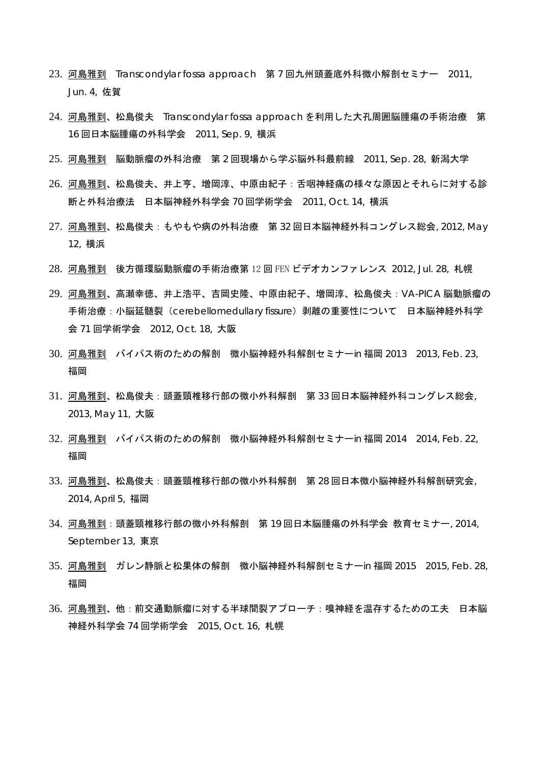23. 河島雅到　Transcondylar fossa approach　第 7 回九州頭蓋底外科微小解剖セミナー　2011, Jun. 4, 佐賀

24. 河島雅到、松島俊夫　Transcondylar fossa approach を利用した大孔周囲脳腫瘍の手術治療　第 16 回日本脳腫瘍の外科学会　2011, Sep. 9, 横浜

25. 河島雅到　脳動脈瘤の外科治療　第 2 回現場から学ぶ脳外科最前線　2011, Sep. 28, 新潟大学

26. 河島雅到、松島俊夫、井上亨、増岡淳、中原由紀子：舌咽神経痛の様々な原因とそれらに対する診断と外科治療法　日本脳神経外科学会 70 回学術学会　2011, Oct. 14, 横浜

27. 河島雅到、松島俊夫：もやもや病の外科治療　第 32 回日本脳神経外科コングレス総会, 2012, May 12, 横浜

28. 河島雅到　後方循環脳動脈瘤の手術治療第 12 回 FEN ビデオカンファレンス 2012, Jul. 28, 札幌

29. 河島雅到、高瀬幸徳、井上浩平、吉岡史隆、中原由紀子、増岡淳、松島俊夫：VA-PICA 脳動脈瘤の手術治療：小脳延髄裂（cerebellomedullary fissure）剥離の重要性について　日本脳神経外科学会 71 回学術学会　2012, Oct. 18, 大阪

30. 河島雅到　バイパス術のための解剖　微小脳神経外科解剖セミナーin 福岡 2013　2013, Feb. 23, 福岡

31. 河島雅到、松島俊夫：頭蓋頸椎移行部の微小外科解剖　第 33 回日本脳神経外科コングレス総会, 2013, May 11, 大阪

32. 河島雅到　バイパス術のための解剖　微小脳神経外科解剖セミナーin 福岡 2014　2014, Feb. 22, 福岡

33. 河島雅到、松島俊夫：頭蓋頸椎移行部の微小外科解剖　第 28 回日本微小脳神経外科解剖研究会, 2014, April 5, 福岡

34. 河島雅到：頭蓋頸椎移行部の微小外科解剖　第 19 回日本脳腫瘍の外科学会 教育セミナー, 2014, September 13, 東京

35. 河島雅到　ガレン静脈と松果体の解剖　微小脳神経外科解剖セミナーin 福岡 2015　2015, Feb. 28, 福岡

36. 河島雅到、他：前交通動脈瘤に対する半球間裂アプローチ：嗅神経を温存するための工夫　日本脳神経外科学会 74 回学術学会　2015, Oct. 16, 札幌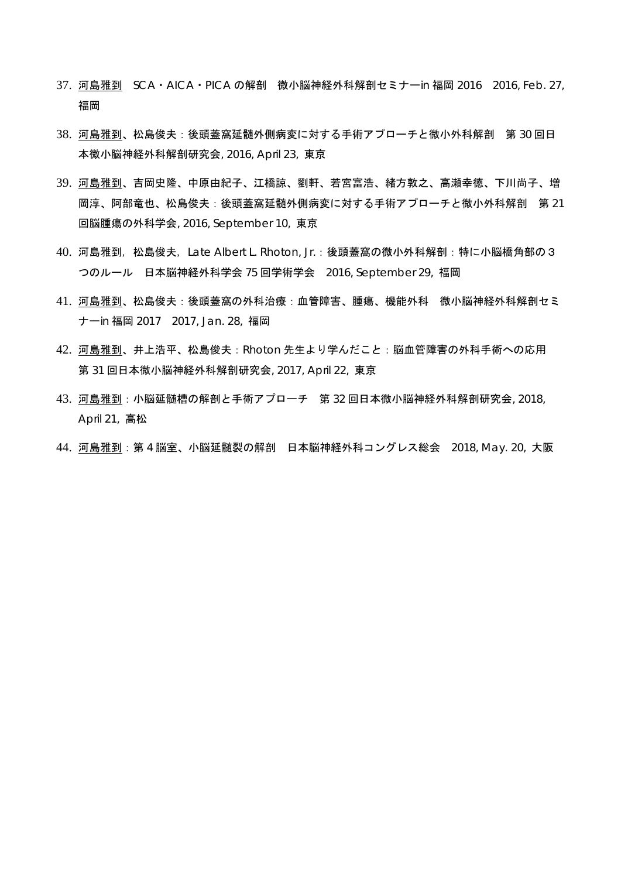37. 河島雅到　SCA・AICA・PICA の解剖　微小脳神経外科解剖セミナーin 福岡 2016　2016, Feb. 27, 福岡

38. 河島雅到、松島俊夫：後頭蓋窩延髄外側病変に対する手術アプローチと微小外科解剖　第 30 回日本微小脳神経外科解剖研究会, 2016, April 23, 東京

39. 河島雅到、吉岡史隆、中原由紀子、江橋諒、劉軒、若宮富浩、緒方敦之、高瀬幸徳、下川尚子、増岡淳、阿部竜也、松島俊夫：後頭蓋窩延髄外側病変に対する手術アプローチと微小外科解剖　第 21 回脳腫瘍の外科学会, 2016, September 10, 東京

40. 河島雅到，松島俊夫，Late Albert L. Rhoton, Jr.：後頭蓋窩の微小外科解剖：特に小脳橋角部の 3 つのルール　日本脳神経外科学会 75 回学術学会　2016, September 29, 福岡

41. 河島雅到、松島俊夫：後頭蓋窩の外科治療：血管障害、腫瘍、機能外科　微小脳神経外科解剖セミナーin 福岡 2017　2017, Jan. 28, 福岡

42. 河島雅到、井上浩平、松島俊夫：Rhoton 先生より学んだこと：脳血管障害の外科手術への応用　第 31 回日本微小脳神経外科解剖研究会, 2017, April 22, 東京

43. 河島雅到：小脳延髄槽の解剖と手術アプローチ　第 32 回日本微小脳神経外科解剖研究会, 2018, April 21, 高松

44. 河島雅到：第 4 脳室、小脳延髄裂の解剖　日本脳神経外科コングレス総会　2018, May. 20, 大阪